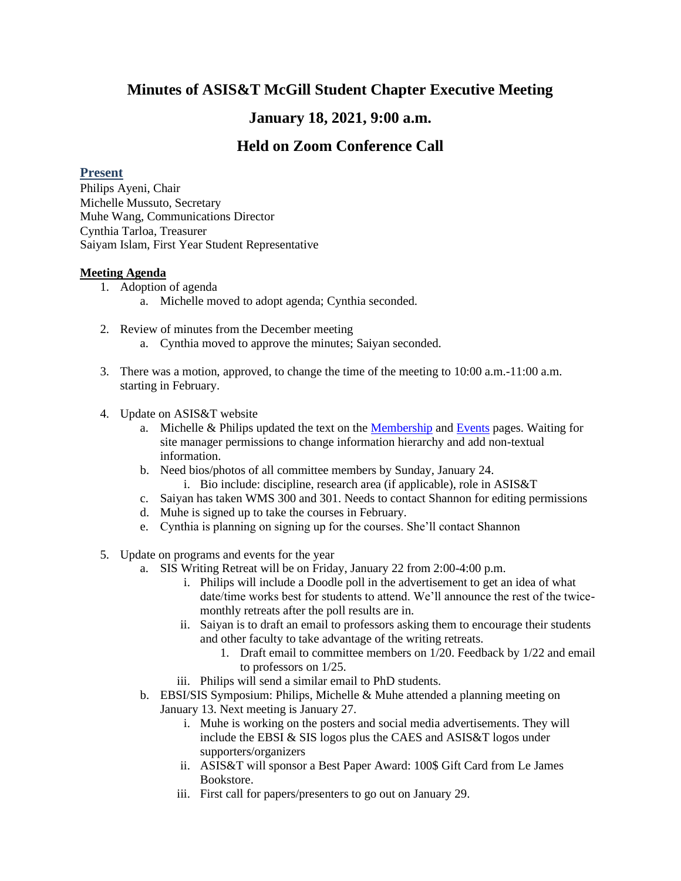# Minutes of ASIS&T McGill Student Chapter Executive Meeting

## January 18, 2021, 9:00 a.m.

## Held on Zoom Conference Call

### Present

Philips Ayeni, Chair
Michelle Mussuto, Secretary
Muhe Wang, Communications Director
Cynthia Tarloa, Treasurer
Saiyam Islam, First Year Student Representative

**Meeting Agenda**

1. Adoption of agenda
   a. Michelle moved to adopt agenda; Cynthia seconded.

2. Review of minutes from the December meeting
   a. Cynthia moved to approve the minutes; Saiyan seconded.

3. There was a motion, approved, to change the time of the meeting to 10:00 a.m.-11:00 a.m. starting in February.

4. Update on ASIS&T website
   a. Michelle & Philips updated the text on the Membership and Events pages. Waiting for site manager permissions to change information hierarchy and add non-textual information.
   b. Need bios/photos of all committee members by Sunday, January 24.
      i. Bio include: discipline, research area (if applicable), role in ASIS&T
   c. Saiyan has taken WMS 300 and 301. Needs to contact Shannon for editing permissions
   d. Muhe is signed up to take the courses in February.
   e. Cynthia is planning on signing up for the courses. She'll contact Shannon

5. Update on programs and events for the year
   a. SIS Writing Retreat will be on Friday, January 22 from 2:00-4:00 p.m.
      i. Philips will include a Doodle poll in the advertisement to get an idea of what date/time works best for students to attend. We'll announce the rest of the twice-monthly retreats after the poll results are in.
      ii. Saiyan is to draft an email to professors asking them to encourage their students and other faculty to take advantage of the writing retreats.
         1. Draft email to committee members on 1/20. Feedback by 1/22 and email to professors on 1/25.
      iii. Philips will send a similar email to PhD students.
   b. EBSI/SIS Symposium: Philips, Michelle & Muhe attended a planning meeting on January 13. Next meeting is January 27.
      i. Muhe is working on the posters and social media advertisements. They will include the EBSI & SIS logos plus the CAES and ASIS&T logos under supporters/organizers
      ii. ASIS&T will sponsor a Best Paper Award: 100$ Gift Card from Le James Bookstore.
      iii. First call for papers/presenters to go out on January 29.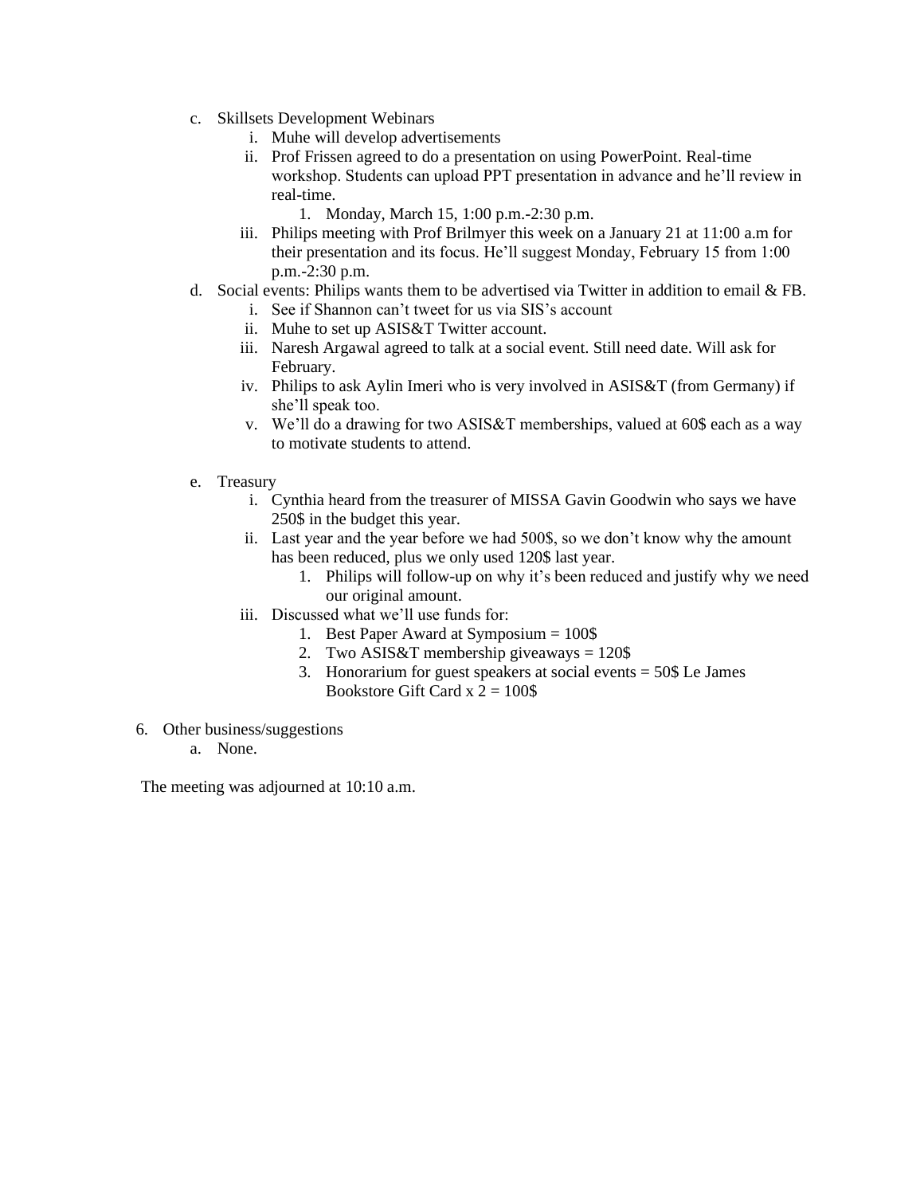c. Skillsets Development Webinars
    i. Muhe will develop advertisements
    ii. Prof Frissen agreed to do a presentation on using PowerPoint. Real-time workshop. Students can upload PPT presentation in advance and he'll review in real-time.
        1. Monday, March 15, 1:00 p.m.-2:30 p.m.
    iii. Philips meeting with Prof Brilmyer this week on a January 21 at 11:00 a.m for their presentation and its focus. He'll suggest Monday, February 15 from 1:00 p.m.-2:30 p.m.

d. Social events: Philips wants them to be advertised via Twitter in addition to email & FB.
    i. See if Shannon can't tweet for us via SIS's account
    ii. Muhe to set up ASIS&T Twitter account.
    iii. Naresh Argawal agreed to talk at a social event. Still need date. Will ask for February.
    iv. Philips to ask Aylin Imeri who is very involved in ASIS&T (from Germany) if she'll speak too.
    v. We'll do a drawing for two ASIS&T memberships, valued at 60$ each as a way to motivate students to attend.

e. Treasury
    i. Cynthia heard from the treasurer of MISSA Gavin Goodwin who says we have 250$ in the budget this year.
    ii. Last year and the year before we had 500$, so we don't know why the amount has been reduced, plus we only used 120$ last year.
        1. Philips will follow-up on why it's been reduced and justify why we need our original amount.
    iii. Discussed what we'll use funds for:
        1. Best Paper Award at Symposium = 100$
        2. Two ASIS&T membership giveaways = 120$
        3. Honorarium for guest speakers at social events = 50$ Le James Bookstore Gift Card x 2 = 100$

6. Other business/suggestions
    a. None.

The meeting was adjourned at 10:10 a.m.